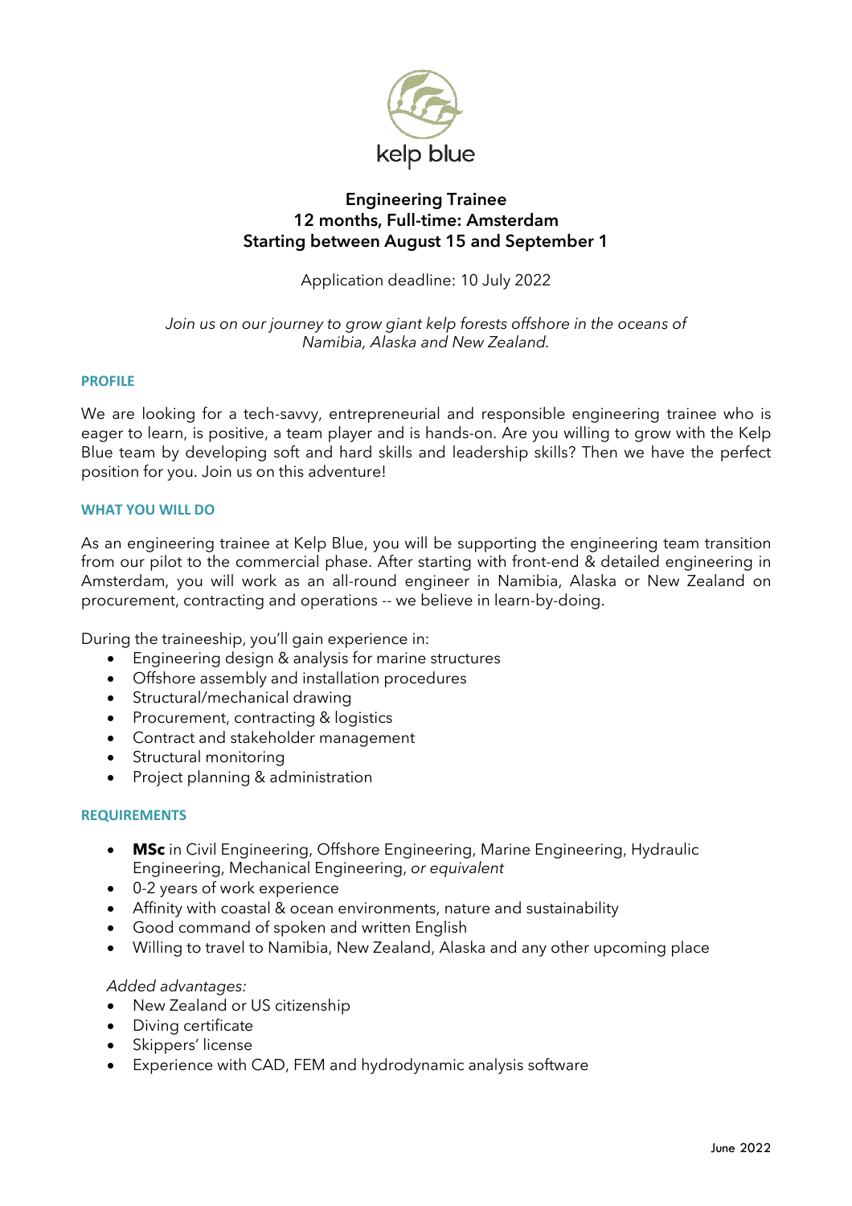kelp blue

# Engineering Trainee
## 12 months, Full-time: Amsterdam
## Starting between August 15 and September 1

Application deadline: 10 July 2022

*Join us on our journey to grow giant kelp forests offshore in the oceans of Namibia, Alaska and New Zealand.*

### PROFILE

We are looking for a tech-savvy, entrepreneurial and responsible engineering trainee who is eager to learn, is positive, a team player and is hands-on. Are you willing to grow with the Kelp Blue team by developing soft and hard skills and leadership skills? Then we have the perfect position for you. Join us on this adventure!

### WHAT YOU WILL DO

As an engineering trainee at Kelp Blue, you will be supporting the engineering team transition from our pilot to the commercial phase. After starting with front-end & detailed engineering in Amsterdam, you will work as an all-round engineer in Namibia, Alaska or New Zealand on procurement, contracting and operations -- we believe in learn-by-doing.

During the traineeship, you'll gain experience in:

- Engineering design & analysis for marine structures
- Offshore assembly and installation procedures
- Structural/mechanical drawing
- Procurement, contracting & logistics
- Contract and stakeholder management
- Structural monitoring
- Project planning & administration

### REQUIREMENTS

- **MSc** in Civil Engineering, Offshore Engineering, Marine Engineering, Hydraulic Engineering, Mechanical Engineering, *or equivalent*
- 0-2 years of work experience
- Affinity with coastal & ocean environments, nature and sustainability
- Good command of spoken and written English
- Willing to travel to Namibia, New Zealand, Alaska and any other upcoming place

*Added advantages:*

- New Zealand or US citizenship
- Diving certificate
- Skippers' license
- Experience with CAD, FEM and hydrodynamic analysis software

June 2022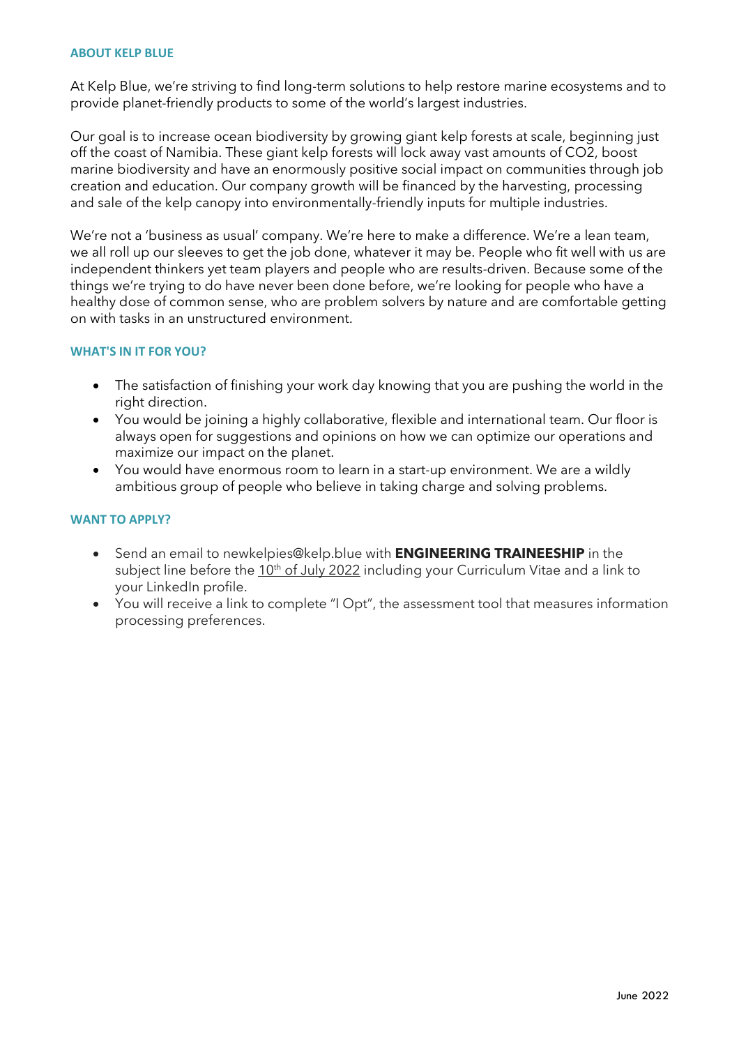## ABOUT KELP BLUE

At Kelp Blue, we're striving to find long-term solutions to help restore marine ecosystems and to provide planet-friendly products to some of the world's largest industries.

Our goal is to increase ocean biodiversity by growing giant kelp forests at scale, beginning just off the coast of Namibia. These giant kelp forests will lock away vast amounts of $CO_2$, boost marine biodiversity and have an enormously positive social impact on communities through job creation and education. Our company growth will be financed by the harvesting, processing and sale of the kelp canopy into environmentally-friendly inputs for multiple industries.

We're not a 'business as usual' company. We're here to make a difference. We're a lean team, we all roll up our sleeves to get the job done, whatever it may be. People who fit well with us are independent thinkers yet team players and people who are results-driven. Because some of the things we're trying to do have never been done before, we're looking for people who have a healthy dose of common sense, who are problem solvers by nature and are comfortable getting on with tasks in an unstructured environment.

## WHAT'S IN IT FOR YOU?

- The satisfaction of finishing your work day knowing that you are pushing the world in the right direction.
- You would be joining a highly collaborative, flexible and international team. Our floor is always open for suggestions and opinions on how we can optimize our operations and maximize our impact on the planet.
- You would have enormous room to learn in a start-up environment. We are a wildly ambitious group of people who believe in taking charge and solving problems.

## WANT TO APPLY?

- Send an email to newkelpies@kelp.blue with **ENGINEERING TRAINEESHIP** in the subject line before the 10th of July 2022 including your Curriculum Vitae and a link to your LinkedIn profile.
- You will receive a link to complete "I Opt", the assessment tool that measures information processing preferences.

June 2022